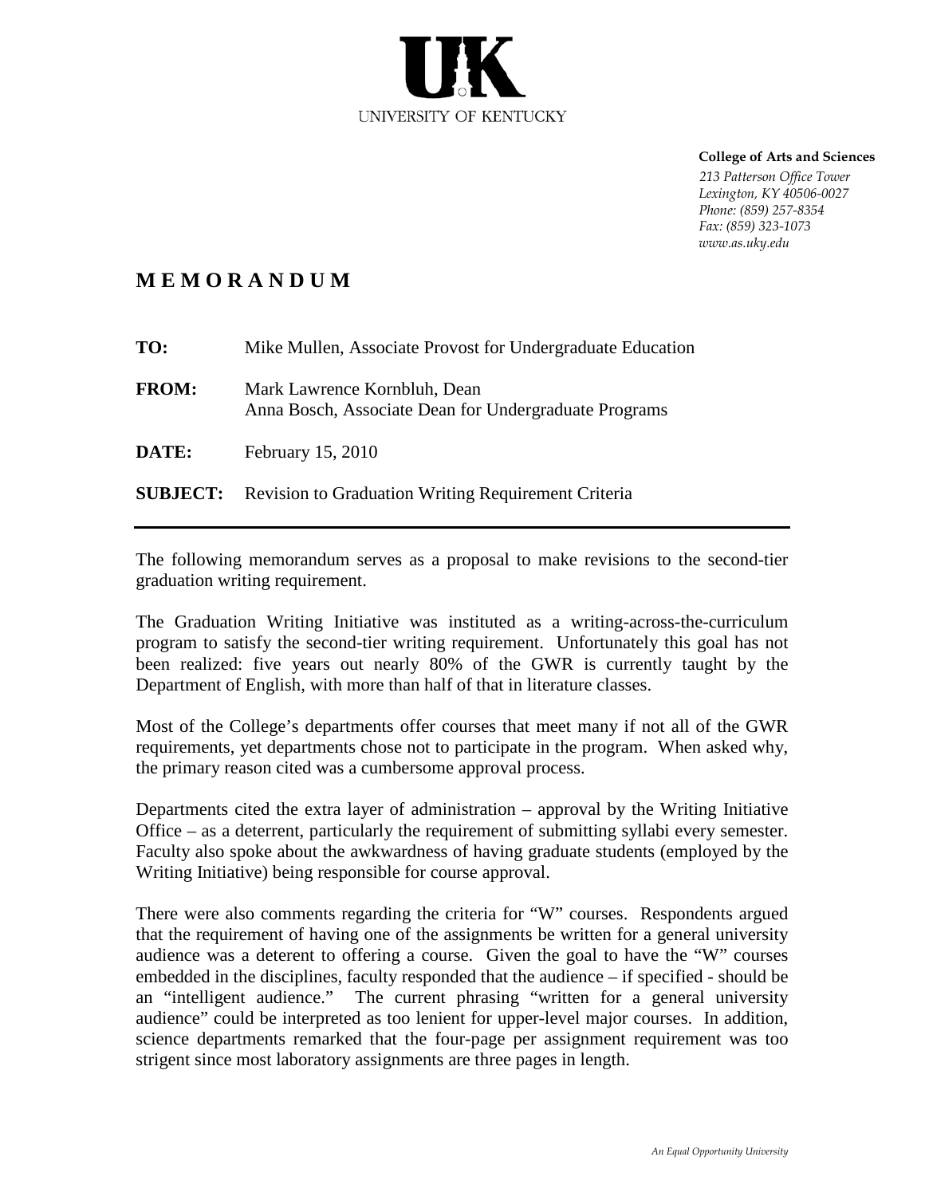UNIVERSITY OF KENTUCKY

**College of Arts and Sciences**
*213 Patterson Office Tower*
*Lexington, KY 40506-0027*
*Phone: (859) 257-8354*
*Fax: (859) 323-1073*
*www.as.uky.edu*

# M E M O R A N D U M

**TO:** Mike Mullen, Associate Provost for Undergraduate Education

**FROM:** Mark Lawrence Kornbluh, Dean
Anna Bosch, Associate Dean for Undergraduate Programs

**DATE:** February 15, 2010

**SUBJECT:** Revision to Graduation Writing Requirement Criteria

---

The following memorandum serves as a proposal to make revisions to the second-tier graduation writing requirement.

The Graduation Writing Initiative was instituted as a writing-across-the-curriculum program to satisfy the second-tier writing requirement. Unfortunately this goal has not been realized: five years out nearly 80% of the GWR is currently taught by the Department of English, with more than half of that in literature classes.

Most of the College's departments offer courses that meet many if not all of the GWR requirements, yet departments chose not to participate in the program. When asked why, the primary reason cited was a cumbersome approval process.

Departments cited the extra layer of administration – approval by the Writing Initiative Office – as a deterrent, particularly the requirement of submitting syllabi every semester. Faculty also spoke about the awkwardness of having graduate students (employed by the Writing Initiative) being responsible for course approval.

There were also comments regarding the criteria for "W" courses. Respondents argued that the requirement of having one of the assignments be written for a general university audience was a deterent to offering a course. Given the goal to have the "W" courses embedded in the disciplines, faculty responded that the audience – if specified - should be an "intelligent audience." The current phrasing "written for a general university audience" could be interpreted as too lenient for upper-level major courses. In addition, science departments remarked that the four-page per assignment requirement was too strigent since most laboratory assignments are three pages in length.

*An Equal Opportunity University*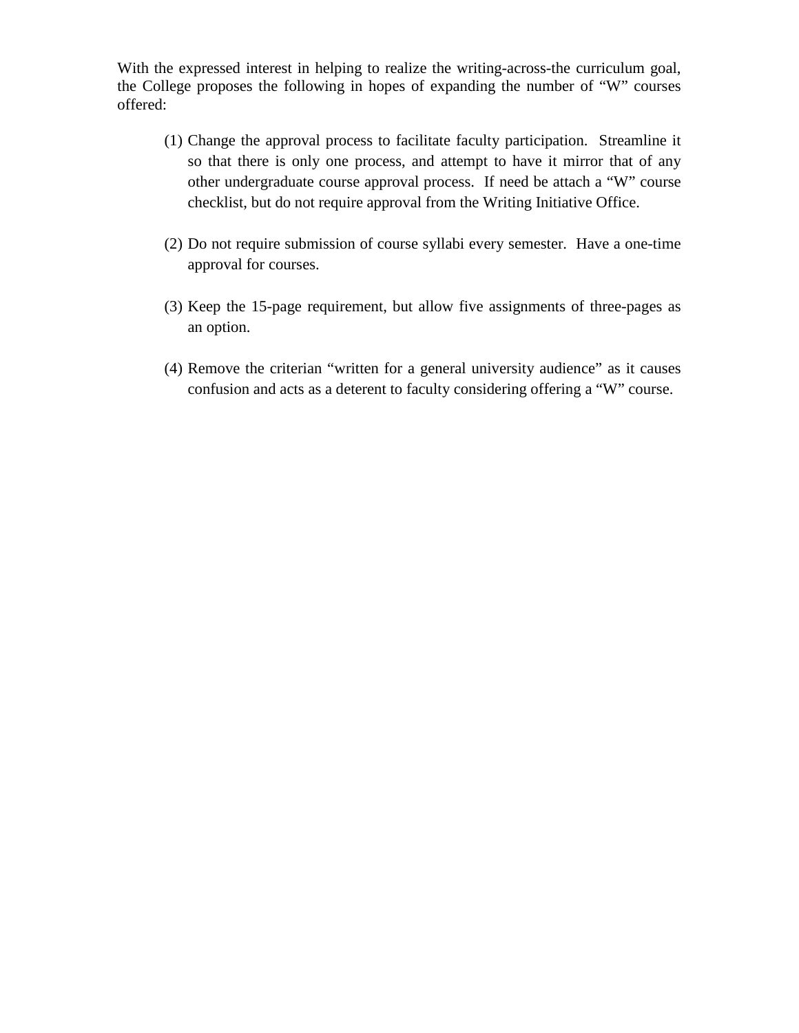With the expressed interest in helping to realize the writing-across-the curriculum goal, the College proposes the following in hopes of expanding the number of "W" courses offered:

(1) Change the approval process to facilitate faculty participation. Streamline it so that there is only one process, and attempt to have it mirror that of any other undergraduate course approval process. If need be attach a "W" course checklist, but do not require approval from the Writing Initiative Office.

(2) Do not require submission of course syllabi every semester. Have a one-time approval for courses.

(3) Keep the 15-page requirement, but allow five assignments of three-pages as an option.

(4) Remove the criterian "written for a general university audience" as it causes confusion and acts as a deterent to faculty considering offering a "W" course.